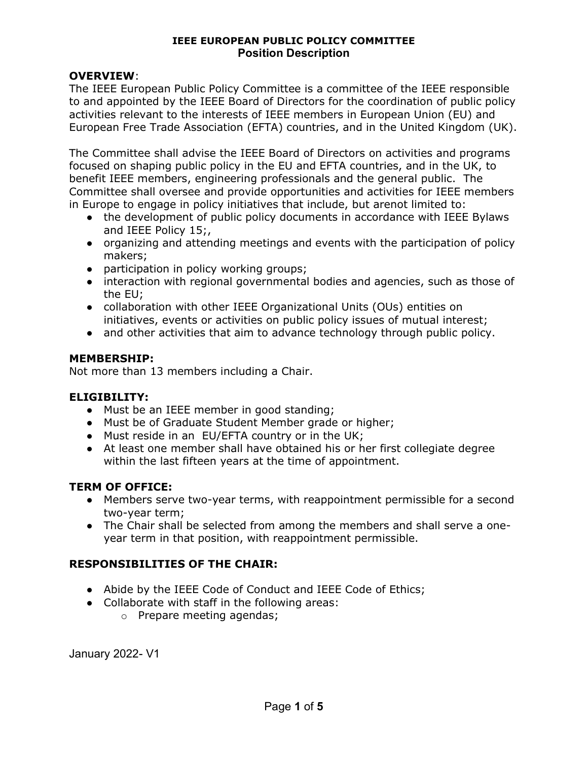# IEEE EUROPEAN PUBLIC POLICY COMMITTEE
## Position Description

### OVERVIEW:

The IEEE European Public Policy Committee is a committee of the IEEE responsible to and appointed by the IEEE Board of Directors for the coordination of public policy activities relevant to the interests of IEEE members in European Union (EU) and European Free Trade Association (EFTA) countries, and in the United Kingdom (UK).

The Committee shall advise the IEEE Board of Directors on activities and programs focused on shaping public policy in the EU and EFTA countries, and in the UK, to benefit IEEE members, engineering professionals and the general public. The Committee shall oversee and provide opportunities and activities for IEEE members in Europe to engage in policy initiatives that include, but arenot limited to:

- the development of public policy documents in accordance with IEEE Bylaws and IEEE Policy 15;,
- organizing and attending meetings and events with the participation of policy makers;
- participation in policy working groups;
- interaction with regional governmental bodies and agencies, such as those of the EU;
- collaboration with other IEEE Organizational Units (OUs) entities on initiatives, events or activities on public policy issues of mutual interest;
- and other activities that aim to advance technology through public policy.

### MEMBERSHIP:

Not more than 13 members including a Chair.

### ELIGIBILITY:

- Must be an IEEE member in good standing;
- Must be of Graduate Student Member grade or higher;
- Must reside in an EU/EFTA country or in the UK;
- At least one member shall have obtained his or her first collegiate degree within the last fifteen years at the time of appointment.

### TERM OF OFFICE:

- Members serve two-year terms, with reappointment permissible for a second two-year term;
- The Chair shall be selected from among the members and shall serve a one-year term in that position, with reappointment permissible.

### RESPONSIBILITIES OF THE CHAIR:

- Abide by the IEEE Code of Conduct and IEEE Code of Ethics;
- Collaborate with staff in the following areas:
  - Prepare meeting agendas;

January 2022- V1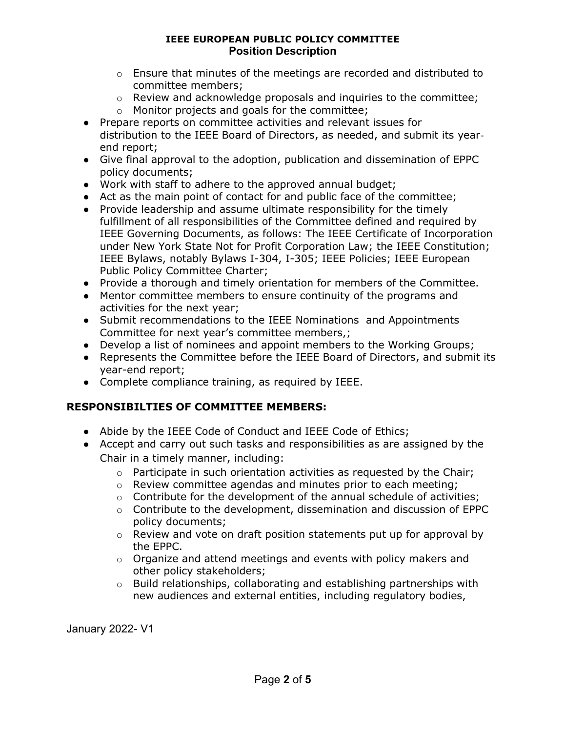- Ensure that minutes of the meetings are recorded and distributed to committee members;
  - Review and acknowledge proposals and inquiries to the committee;
  - Monitor projects and goals for the committee;
- Prepare reports on committee activities and relevant issues for distribution to the IEEE Board of Directors, as needed, and submit its year-end report;
- Give final approval to the adoption, publication and dissemination of EPPC policy documents;
- Work with staff to adhere to the approved annual budget;
- Act as the main point of contact for and public face of the committee;
- Provide leadership and assume ultimate responsibility for the timely fulfillment of all responsibilities of the Committee defined and required by IEEE Governing Documents, as follows: The IEEE Certificate of Incorporation under New York State Not for Profit Corporation Law; the IEEE Constitution; IEEE Bylaws, notably Bylaws I-304, I-305; IEEE Policies; IEEE European Public Policy Committee Charter;
- Provide a thorough and timely orientation for members of the Committee.
- Mentor committee members to ensure continuity of the programs and activities for the next year;
- Submit recommendations to the IEEE Nominations and Appointments Committee for next year's committee members,;
- Develop a list of nominees and appoint members to the Working Groups;
- Represents the Committee before the IEEE Board of Directors, and submit its year-end report;
- Complete compliance training, as required by IEEE.

## RESPONSIBILTIES OF COMMITTEE MEMBERS:

- Abide by the IEEE Code of Conduct and IEEE Code of Ethics;
- Accept and carry out such tasks and responsibilities as are assigned by the Chair in a timely manner, including:
  - Participate in such orientation activities as requested by the Chair;
  - Review committee agendas and minutes prior to each meeting;
  - Contribute for the development of the annual schedule of activities;
  - Contribute to the development, dissemination and discussion of EPPC policy documents;
  - Review and vote on draft position statements put up for approval by the EPPC.
  - Organize and attend meetings and events with policy makers and other policy stakeholders;
  - Build relationships, collaborating and establishing partnerships with new audiences and external entities, including regulatory bodies,

January 2022- V1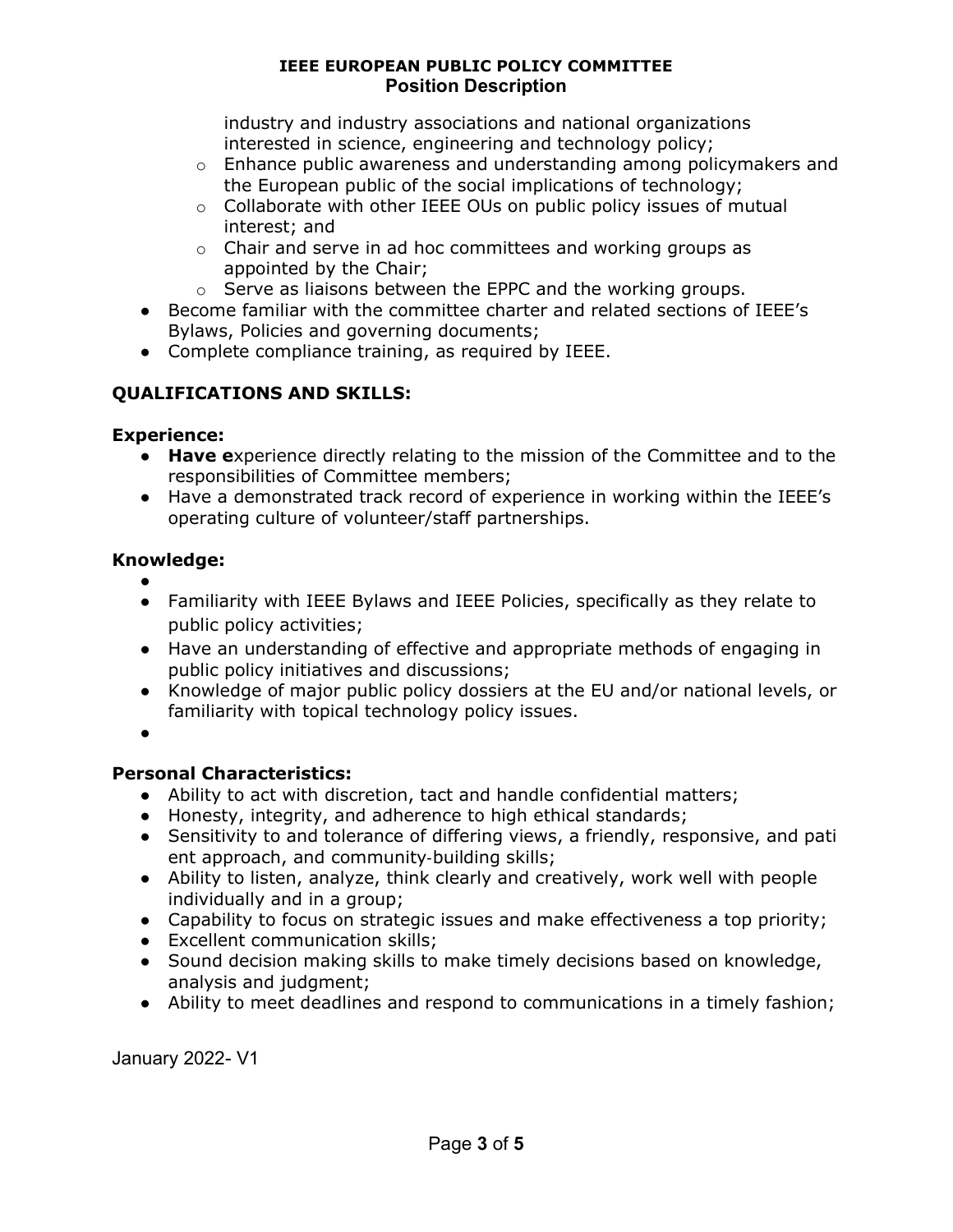industry and industry associations and national organizations interested in science, engineering and technology policy;
    - Enhance public awareness and understanding among policymakers and the European public of the social implications of technology;
    - Collaborate with other IEEE OUs on public policy issues of mutual interest; and
    - Chair and serve in ad hoc committees and working groups as appointed by the Chair;
    - Serve as liaisons between the EPPC and the working groups.
- Become familiar with the committee charter and related sections of IEEE's Bylaws, Policies and governing documents;
- Complete compliance training, as required by IEEE.

## QUALIFICATIONS AND SKILLS:

### Experience:

- **Have e**xperience directly relating to the mission of the Committee and to the responsibilities of Committee members;
- Have a demonstrated track record of experience in working within the IEEE's operating culture of volunteer/staff partnerships.

### Knowledge:

- 
- Familiarity with IEEE Bylaws and IEEE Policies, specifically as they relate to public policy activities;
- Have an understanding of effective and appropriate methods of engaging in public policy initiatives and discussions;
- Knowledge of major public policy dossiers at the EU and/or national levels, or familiarity with topical technology policy issues.
- 

### Personal Characteristics:

- Ability to act with discretion, tact and handle confidential matters;
- Honesty, integrity, and adherence to high ethical standards;
- Sensitivity to and tolerance of differing views, a friendly, responsive, and pati ent approach, and community-building skills;
- Ability to listen, analyze, think clearly and creatively, work well with people individually and in a group;
- Capability to focus on strategic issues and make effectiveness a top priority;
- Excellent communication skills;
- Sound decision making skills to make timely decisions based on knowledge, analysis and judgment;
- Ability to meet deadlines and respond to communications in a timely fashion;

January 2022- V1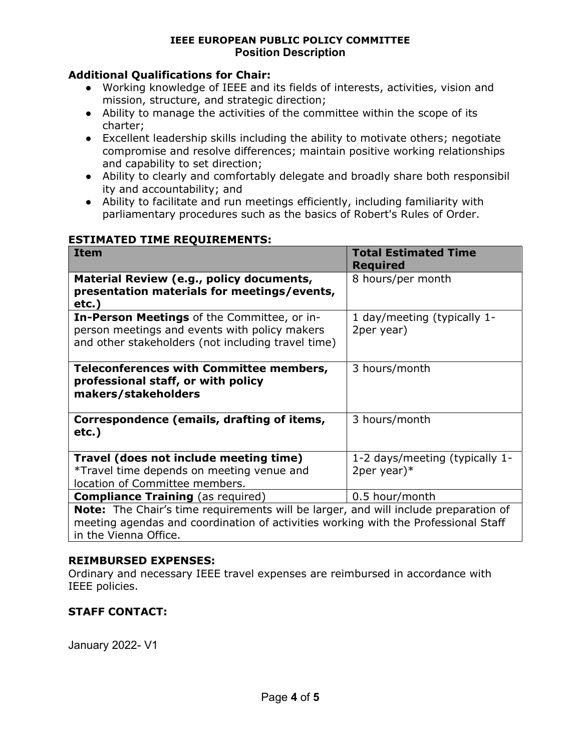## Additional Qualifications for Chair:

- Working knowledge of IEEE and its fields of interests, activities, vision and mission, structure, and strategic direction;
- Ability to manage the activities of the committee within the scope of its charter;
- Excellent leadership skills including the ability to motivate others; negotiate compromise and resolve differences; maintain positive working relationships and capability to set direction;
- Ability to clearly and comfortably delegate and broadly share both responsibil ity and accountability; and
- Ability to facilitate and run meetings efficiently, including familiarity with parliamentary procedures such as the basics of Robert's Rules of Order.

## ESTIMATED TIME REQUIREMENTS:

| Item | Total Estimated Time Required |
|---|---|
| **Material Review (e.g., policy documents, presentation materials for meetings/events, etc.)** | 8 hours/per month |
| **In-Person Meetings** of the Committee, or in-person meetings and events with policy makers and other stakeholders (not including travel time) | 1 day/meeting (typically 1-2per year) |
| **Teleconferences with Committee members, professional staff, or with policy makers/stakeholders** | 3 hours/month |
| **Correspondence (emails, drafting of items, etc.)** | 3 hours/month |
| **Travel (does not include meeting time)** *Travel time depends on meeting venue and location of Committee members. | 1-2 days/meeting (typically 1-2per year)* |
| **Compliance Training** (as required) | 0.5 hour/month |
| **Note:** The Chair's time requirements will be larger, and will include preparation of meeting agendas and coordination of activities working with the Professional Staff in the Vienna Office. | |

## REIMBURSED EXPENSES:

Ordinary and necessary IEEE travel expenses are reimbursed in accordance with IEEE policies.

## STAFF CONTACT:

January 2022- V1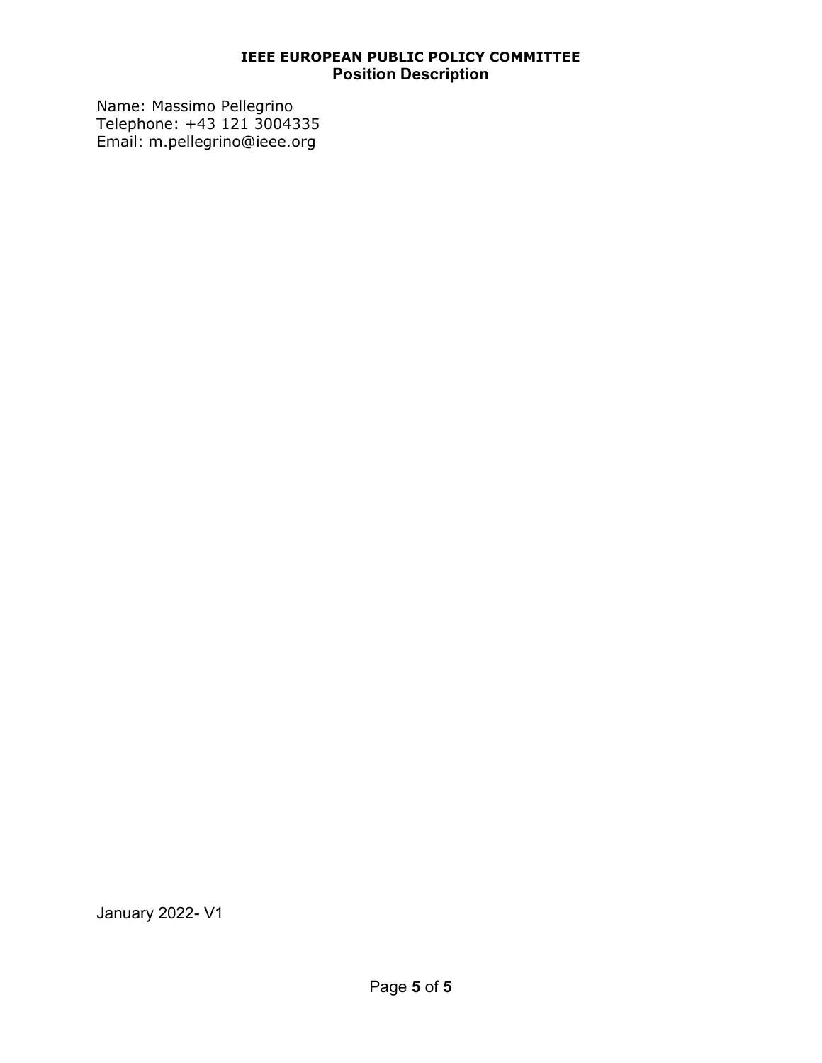Name: Massimo Pellegrino
Telephone: +43 121 3004335
Email: m.pellegrino@ieee.org

January 2022- V1